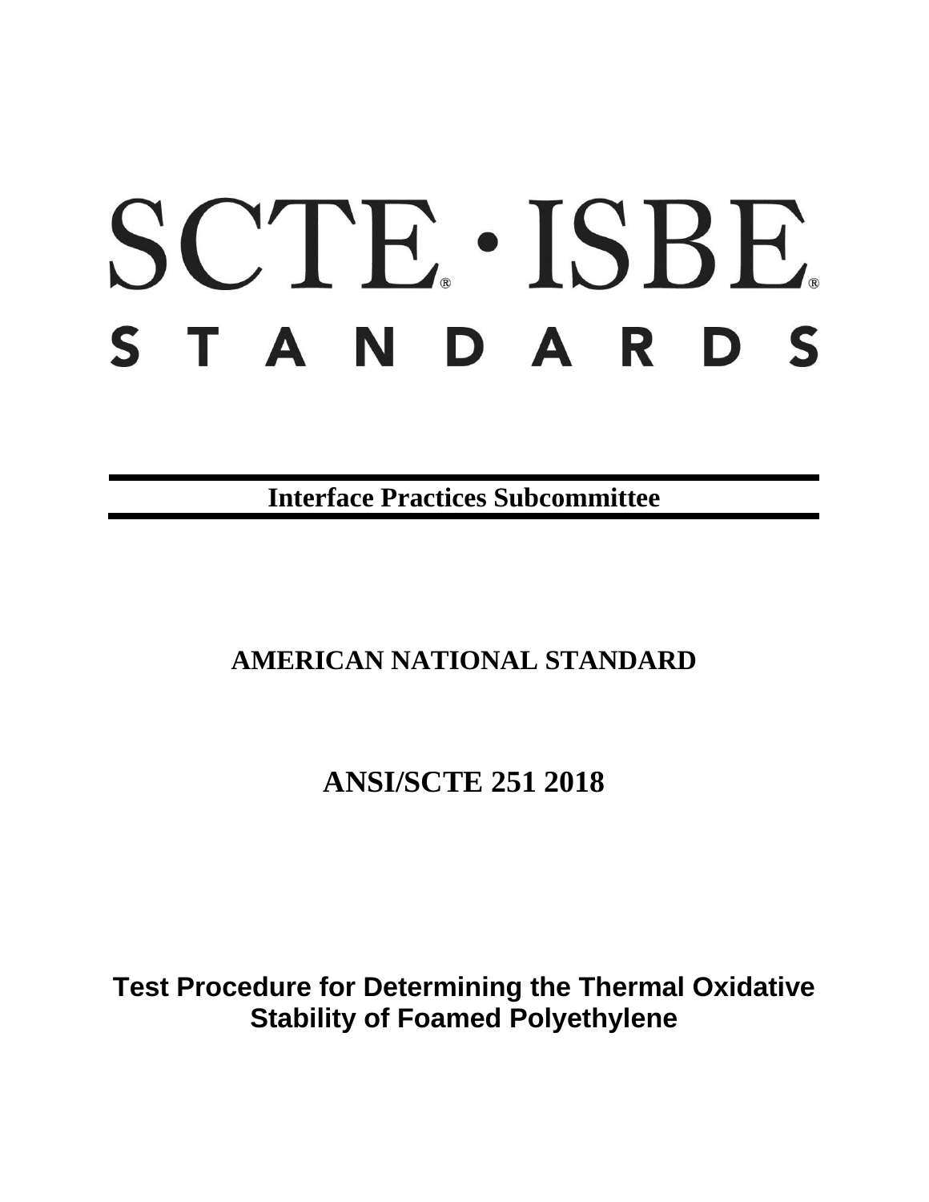# SCTE · ISBE STANDARDS

**Interface Practices Subcommittee**

**AMERICAN NATIONAL STANDARD**

**ANSI/SCTE 251 2018**

**Test Procedure for Determining the Thermal Oxidative Stability of Foamed Polyethylene**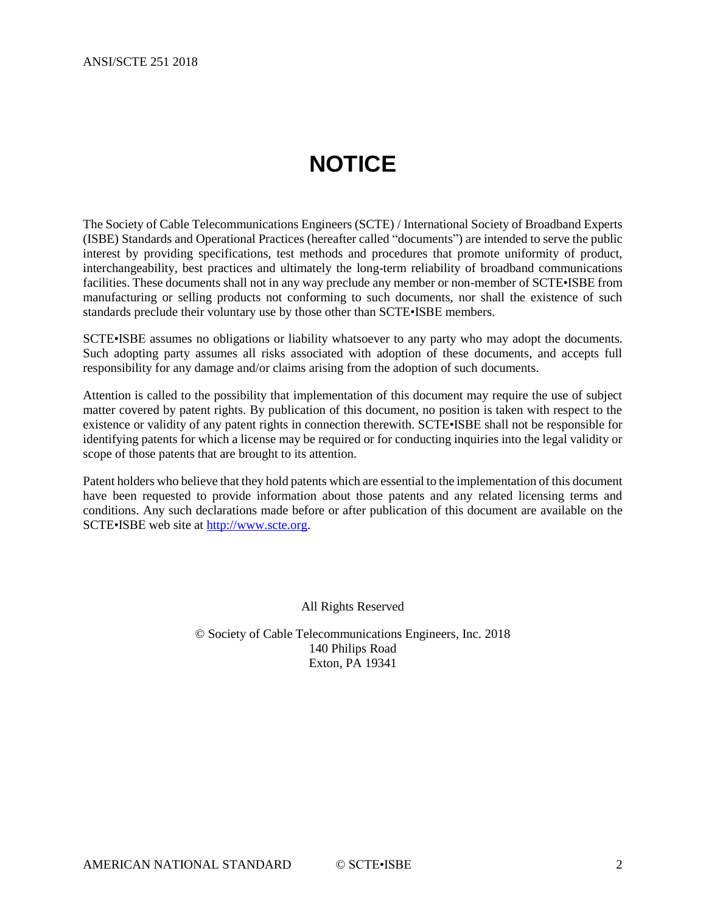# NOTICE

The Society of Cable Telecommunications Engineers (SCTE) / International Society of Broadband Experts (ISBE) Standards and Operational Practices (hereafter called "documents") are intended to serve the public interest by providing specifications, test methods and procedures that promote uniformity of product, interchangeability, best practices and ultimately the long-term reliability of broadband communications facilities. These documents shall not in any way preclude any member or non-member of SCTE•ISBE from manufacturing or selling products not conforming to such documents, nor shall the existence of such standards preclude their voluntary use by those other than SCTE•ISBE members.

SCTE•ISBE assumes no obligations or liability whatsoever to any party who may adopt the documents. Such adopting party assumes all risks associated with adoption of these documents, and accepts full responsibility for any damage and/or claims arising from the adoption of such documents.

Attention is called to the possibility that implementation of this document may require the use of subject matter covered by patent rights. By publication of this document, no position is taken with respect to the existence or validity of any patent rights in connection therewith. SCTE•ISBE shall not be responsible for identifying patents for which a license may be required or for conducting inquiries into the legal validity or scope of those patents that are brought to its attention.

Patent holders who believe that they hold patents which are essential to the implementation of this document have been requested to provide information about those patents and any related licensing terms and conditions. Any such declarations made before or after publication of this document are available on the SCTE•ISBE web site at http://www.scte.org.

All Rights Reserved

© Society of Cable Telecommunications Engineers, Inc. 2018
140 Philips Road
Exton, PA 19341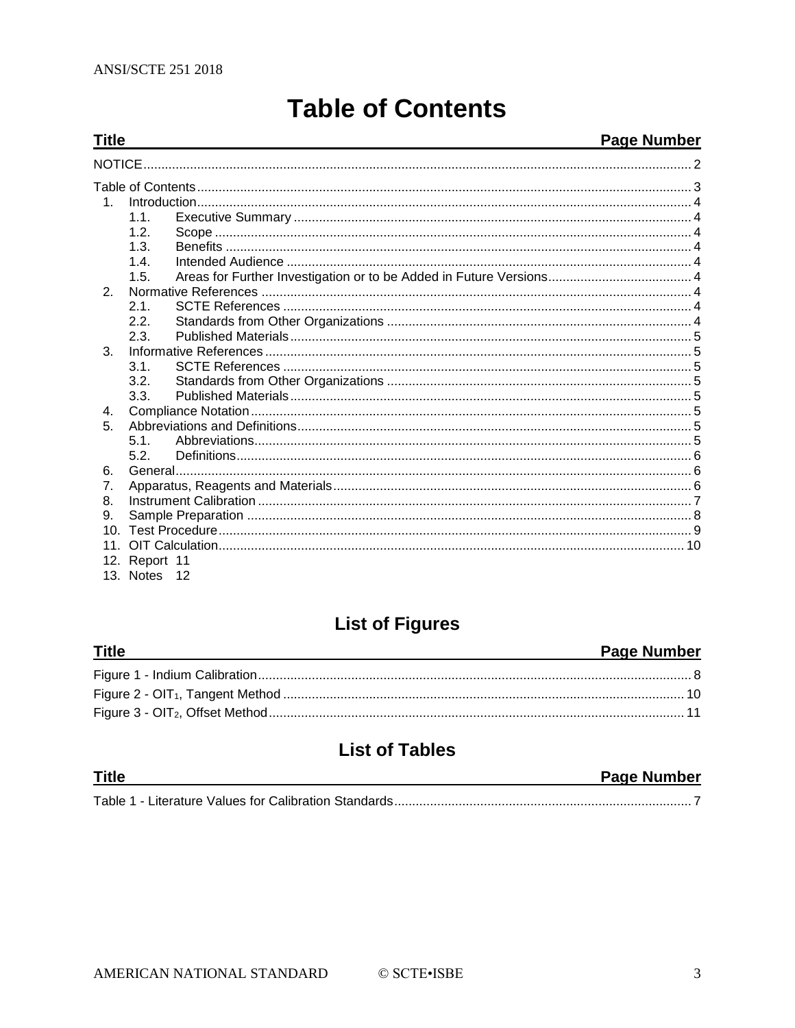# Table of Contents

| Title | Page Number |
|---|---|
| NOTICE | 2 |
| Table of Contents | 3 |
| 1. Introduction | 4 |
| 1.1. Executive Summary | 4 |
| 1.2. Scope | 4 |
| 1.3. Benefits | 4 |
| 1.4. Intended Audience | 4 |
| 1.5. Areas for Further Investigation or to be Added in Future Versions | 4 |
| 2. Normative References | 4 |
| 2.1. SCTE References | 4 |
| 2.2. Standards from Other Organizations | 4 |
| 2.3. Published Materials | 5 |
| 3. Informative References | 5 |
| 3.1. SCTE References | 5 |
| 3.2. Standards from Other Organizations | 5 |
| 3.3. Published Materials | 5 |
| 4. Compliance Notation | 5 |
| 5. Abbreviations and Definitions | 5 |
| 5.1. Abbreviations | 5 |
| 5.2. Definitions | 6 |
| 6. General | 6 |
| 7. Apparatus, Reagents and Materials | 6 |
| 8. Instrument Calibration | 7 |
| 9. Sample Preparation | 8 |
| 10. Test Procedure | 9 |
| 11. OIT Calculation | 10 |
| 12. Report | 11 |
| 13. Notes | 12 |

## List of Figures

| Title | Page Number |
|---|---|
| Figure 1 - Indium Calibration | 8 |
| Figure 2 - $OIT_1$, Tangent Method | 10 |
| Figure 3 - $OIT_2$, Offset Method | 11 |

## List of Tables

| Title | Page Number |
|---|---|
| Table 1 - Literature Values for Calibration Standards | 7 |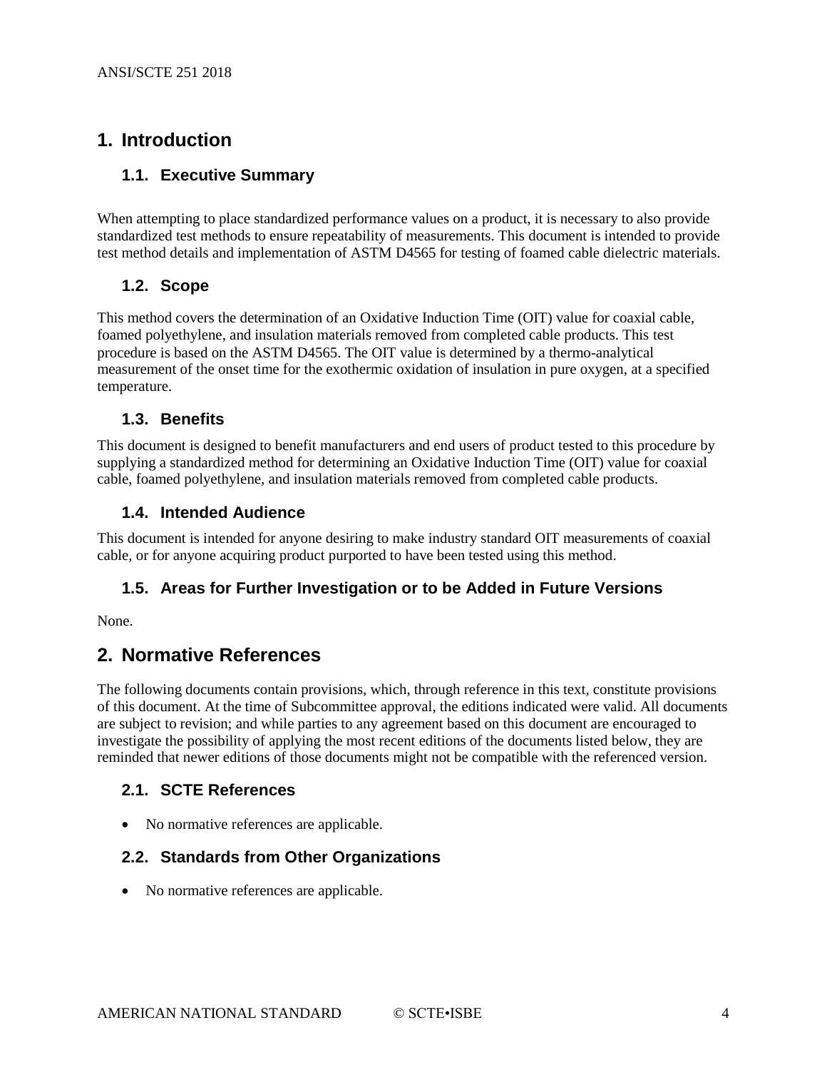# 1. Introduction

## 1.1. Executive Summary

When attempting to place standardized performance values on a product, it is necessary to also provide standardized test methods to ensure repeatability of measurements. This document is intended to provide test method details and implementation of ASTM D4565 for testing of foamed cable dielectric materials.

## 1.2. Scope

This method covers the determination of an Oxidative Induction Time (OIT) value for coaxial cable, foamed polyethylene, and insulation materials removed from completed cable products. This test procedure is based on the ASTM D4565. The OIT value is determined by a thermo-analytical measurement of the onset time for the exothermic oxidation of insulation in pure oxygen, at a specified temperature.

## 1.3. Benefits

This document is designed to benefit manufacturers and end users of product tested to this procedure by supplying a standardized method for determining an Oxidative Induction Time (OIT) value for coaxial cable, foamed polyethylene, and insulation materials removed from completed cable products.

## 1.4. Intended Audience

This document is intended for anyone desiring to make industry standard OIT measurements of coaxial cable, or for anyone acquiring product purported to have been tested using this method.

## 1.5. Areas for Further Investigation or to be Added in Future Versions

None.

# 2. Normative References

The following documents contain provisions, which, through reference in this text, constitute provisions of this document. At the time of Subcommittee approval, the editions indicated were valid. All documents are subject to revision; and while parties to any agreement based on this document are encouraged to investigate the possibility of applying the most recent editions of the documents listed below, they are reminded that newer editions of those documents might not be compatible with the referenced version.

## 2.1. SCTE References

- No normative references are applicable.

## 2.2. Standards from Other Organizations

- No normative references are applicable.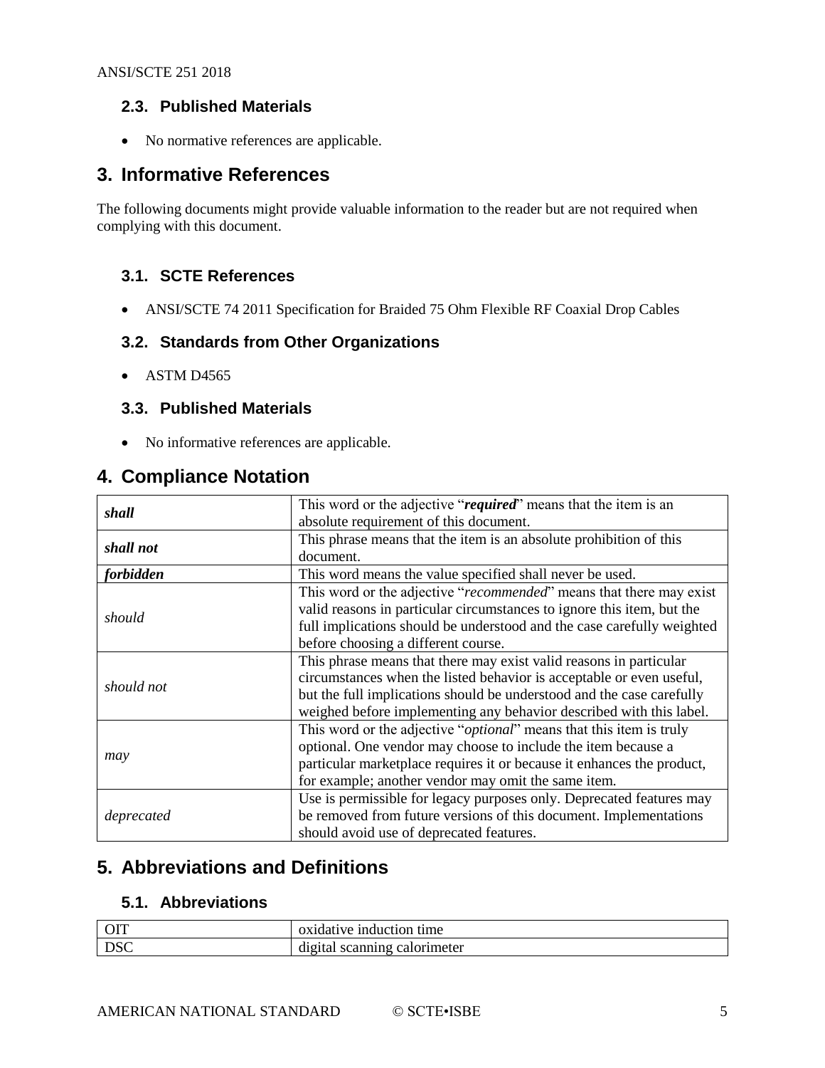### 2.3. Published Materials

- No normative references are applicable.

## 3. Informative References

The following documents might provide valuable information to the reader but are not required when complying with this document.

### 3.1. SCTE References

- ANSI/SCTE 74 2011 Specification for Braided 75 Ohm Flexible RF Coaxial Drop Cables

### 3.2. Standards from Other Organizations

- ASTM D4565

### 3.3. Published Materials

- No informative references are applicable.

## 4. Compliance Notation

| | |
|---|---|
| ***shall*** | This word or the adjective "***required***" means that the item is an absolute requirement of this document. |
| ***shall not*** | This phrase means that the item is an absolute prohibition of this document. |
| ***forbidden*** | This word means the value specified shall never be used. |
| *should* | This word or the adjective "*recommended*" means that there may exist valid reasons in particular circumstances to ignore this item, but the full implications should be understood and the case carefully weighted before choosing a different course. |
| *should not* | This phrase means that there may exist valid reasons in particular circumstances when the listed behavior is acceptable or even useful, but the full implications should be understood and the case carefully weighed before implementing any behavior described with this label. |
| *may* | This word or the adjective "*optional*" means that this item is truly optional. One vendor may choose to include the item because a particular marketplace requires it or because it enhances the product, for example; another vendor may omit the same item. |
| *deprecated* | Use is permissible for legacy purposes only. Deprecated features may be removed from future versions of this document. Implementations should avoid use of deprecated features. |

## 5. Abbreviations and Definitions

### 5.1. Abbreviations

| | |
|---|---|
| OIT | oxidative induction time |
| DSC | digital scanning calorimeter |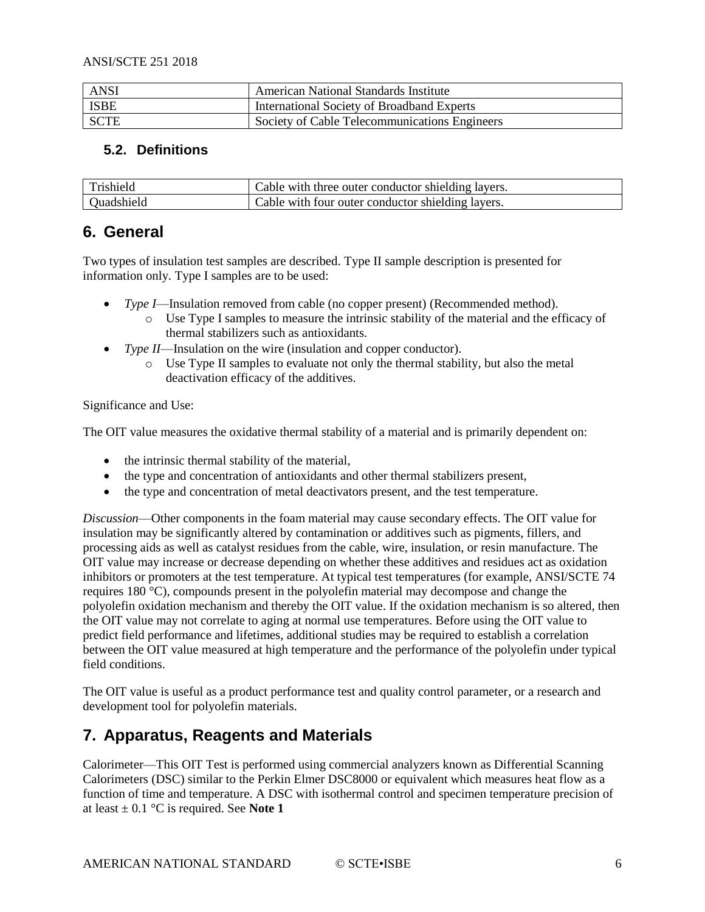| ANSI | American National Standards Institute |
| --- | --- |
| ISBE | International Society of Broadband Experts |
| SCTE | Society of Cable Telecommunications Engineers |

### 5.2. Definitions

| Trishield | Cable with three outer conductor shielding layers. |
| --- | --- |
| Quadshield | Cable with four outer conductor shielding layers. |

## 6. General

Two types of insulation test samples are described. Type II sample description is presented for information only. Type I samples are to be used:

- *Type I*—Insulation removed from cable (no copper present) (Recommended method).
  - Use Type I samples to measure the intrinsic stability of the material and the efficacy of thermal stabilizers such as antioxidants.
- *Type II*—Insulation on the wire (insulation and copper conductor).
  - Use Type II samples to evaluate not only the thermal stability, but also the metal deactivation efficacy of the additives.

Significance and Use:

The OIT value measures the oxidative thermal stability of a material and is primarily dependent on:

- the intrinsic thermal stability of the material,
- the type and concentration of antioxidants and other thermal stabilizers present,
- the type and concentration of metal deactivators present, and the test temperature.

*Discussion*—Other components in the foam material may cause secondary effects. The OIT value for insulation may be significantly altered by contamination or additives such as pigments, fillers, and processing aids as well as catalyst residues from the cable, wire, insulation, or resin manufacture. The OIT value may increase or decrease depending on whether these additives and residues act as oxidation inhibitors or promoters at the test temperature. At typical test temperatures (for example, ANSI/SCTE 74 requires 180 °C), compounds present in the polyolefin material may decompose and change the polyolefin oxidation mechanism and thereby the OIT value. If the oxidation mechanism is so altered, then the OIT value may not correlate to aging at normal use temperatures. Before using the OIT value to predict field performance and lifetimes, additional studies may be required to establish a correlation between the OIT value measured at high temperature and the performance of the polyolefin under typical field conditions.

The OIT value is useful as a product performance test and quality control parameter, or a research and development tool for polyolefin materials.

## 7. Apparatus, Reagents and Materials

Calorimeter—This OIT Test is performed using commercial analyzers known as Differential Scanning Calorimeters (DSC) similar to the Perkin Elmer DSC8000 or equivalent which measures heat flow as a function of time and temperature. A DSC with isothermal control and specimen temperature precision of at least ± 0.1 °C is required. See **Note 1**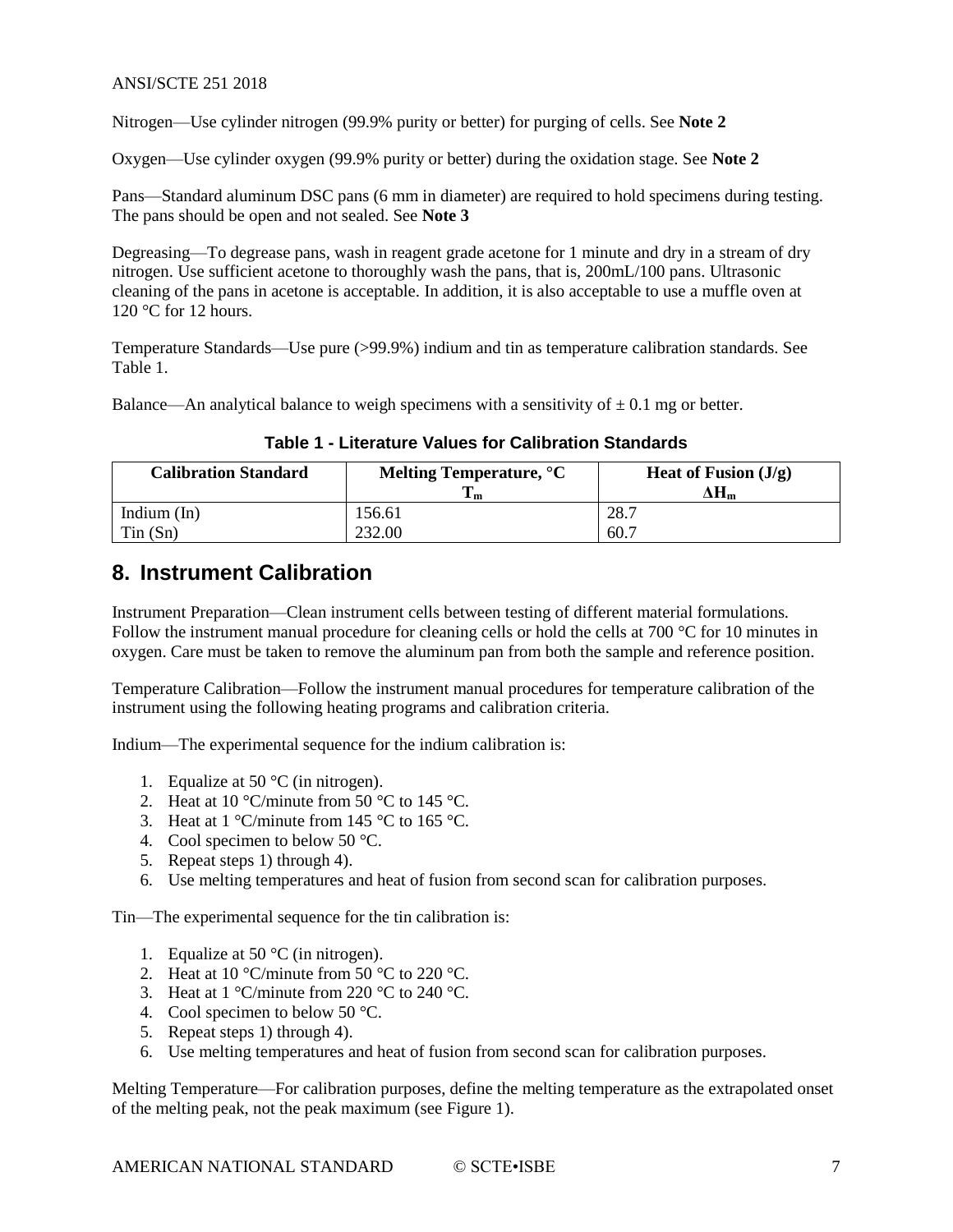Nitrogen—Use cylinder nitrogen (99.9% purity or better) for purging of cells. See **Note 2**

Oxygen—Use cylinder oxygen (99.9% purity or better) during the oxidation stage. See **Note 2**

Pans—Standard aluminum DSC pans (6 mm in diameter) are required to hold specimens during testing. The pans should be open and not sealed. See **Note 3**

Degreasing—To degrease pans, wash in reagent grade acetone for 1 minute and dry in a stream of dry nitrogen. Use sufficient acetone to thoroughly wash the pans, that is, 200mL/100 pans. Ultrasonic cleaning of the pans in acetone is acceptable. In addition, it is also acceptable to use a muffle oven at 120 °C for 12 hours.

Temperature Standards—Use pure (>99.9%) indium and tin as temperature calibration standards. See Table 1.

Balance—An analytical balance to weigh specimens with a sensitivity of ± 0.1 mg or better.

**Table 1 - Literature Values for Calibration Standards**

| Calibration Standard | Melting Temperature, °C $T_m$ | Heat of Fusion (J/g) $\Delta H_m$ |
|---|---|---|
| Indium (In) | 156.61 | 28.7 |
| Tin (Sn) | 232.00 | 60.7 |

## 8. Instrument Calibration

Instrument Preparation—Clean instrument cells between testing of different material formulations. Follow the instrument manual procedure for cleaning cells or hold the cells at 700 °C for 10 minutes in oxygen. Care must be taken to remove the aluminum pan from both the sample and reference position.

Temperature Calibration—Follow the instrument manual procedures for temperature calibration of the instrument using the following heating programs and calibration criteria.

Indium—The experimental sequence for the indium calibration is:

1. Equalize at 50 °C (in nitrogen).
2. Heat at 10 °C/minute from 50 °C to 145 °C.
3. Heat at 1 °C/minute from 145 °C to 165 °C.
4. Cool specimen to below 50 °C.
5. Repeat steps 1) through 4).
6. Use melting temperatures and heat of fusion from second scan for calibration purposes.

Tin—The experimental sequence for the tin calibration is:

1. Equalize at 50 °C (in nitrogen).
2. Heat at 10 °C/minute from 50 °C to 220 °C.
3. Heat at 1 °C/minute from 220 °C to 240 °C.
4. Cool specimen to below 50 °C.
5. Repeat steps 1) through 4).
6. Use melting temperatures and heat of fusion from second scan for calibration purposes.

Melting Temperature—For calibration purposes, define the melting temperature as the extrapolated onset of the melting peak, not the peak maximum (see Figure 1).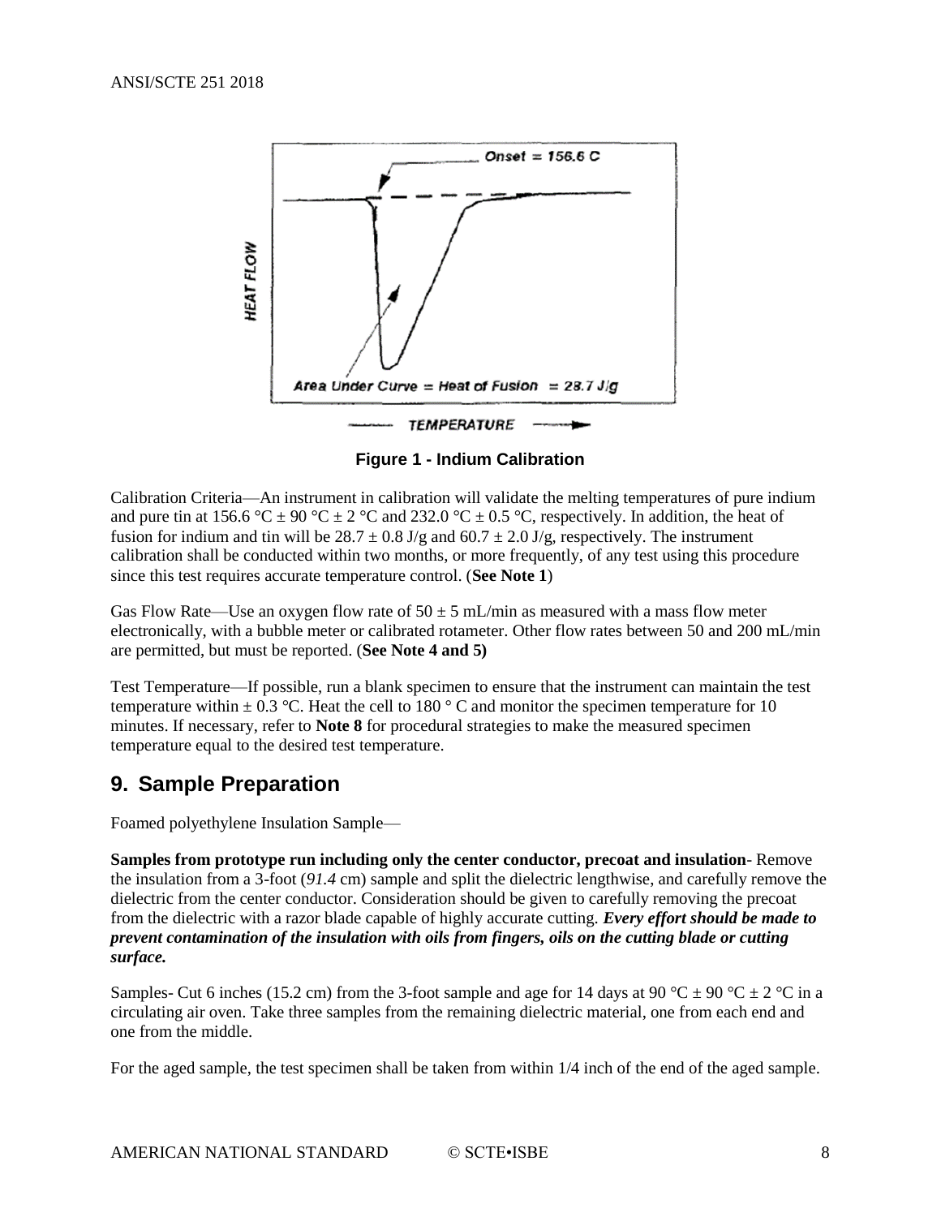Figure 1 - Indium Calibration

Calibration Criteria—An instrument in calibration will validate the melting temperatures of pure indium and pure tin at 156.6 °C ± 90 °C ± 2 °C and 232.0 °C ± 0.5 °C, respectively. In addition, the heat of fusion for indium and tin will be 28.7 ± 0.8 J/g and 60.7 ± 2.0 J/g, respectively. The instrument calibration shall be conducted within two months, or more frequently, of any test using this procedure since this test requires accurate temperature control. (**See Note 1**)

Gas Flow Rate—Use an oxygen flow rate of 50 ± 5 mL/min as measured with a mass flow meter electronically, with a bubble meter or calibrated rotameter. Other flow rates between 50 and 200 mL/min are permitted, but must be reported. (**See Note 4 and 5)**

Test Temperature—If possible, run a blank specimen to ensure that the instrument can maintain the test temperature within ± 0.3 °C. Heat the cell to 180 ° C and monitor the specimen temperature for 10 minutes. If necessary, refer to **Note 8** for procedural strategies to make the measured specimen temperature equal to the desired test temperature.

## 9. Sample Preparation

Foamed polyethylene Insulation Sample—

**Samples from prototype run including only the center conductor, precoat and insulation**- Remove the insulation from a 3-foot (*91.4* cm) sample and split the dielectric lengthwise, and carefully remove the dielectric from the center conductor. Consideration should be given to carefully removing the precoat from the dielectric with a razor blade capable of highly accurate cutting. ***Every effort should be made to prevent contamination of the insulation with oils from fingers, oils on the cutting blade or cutting surface.***

Samples- Cut 6 inches (15.2 cm) from the 3-foot sample and age for 14 days at 90 °C ± 90 °C ± 2 °C in a circulating air oven. Take three samples from the remaining dielectric material, one from each end and one from the middle.

For the aged sample, the test specimen shall be taken from within 1/4 inch of the end of the aged sample.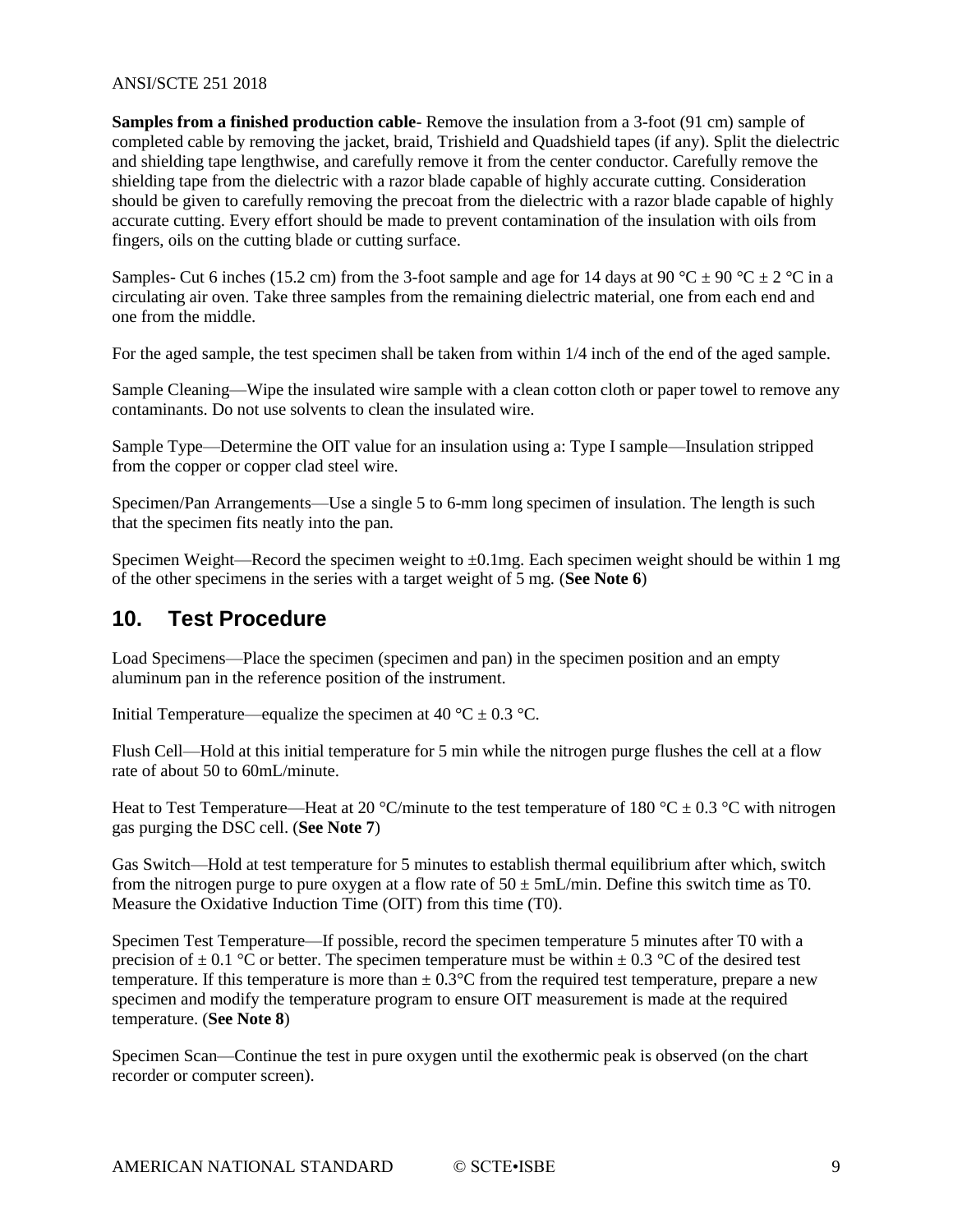**Samples from a finished production cable**- Remove the insulation from a 3-foot (91 cm) sample of completed cable by removing the jacket, braid, Trishield and Quadshield tapes (if any). Split the dielectric and shielding tape lengthwise, and carefully remove it from the center conductor. Carefully remove the shielding tape from the dielectric with a razor blade capable of highly accurate cutting. Consideration should be given to carefully removing the precoat from the dielectric with a razor blade capable of highly accurate cutting. Every effort should be made to prevent contamination of the insulation with oils from fingers, oils on the cutting blade or cutting surface.

Samples- Cut 6 inches (15.2 cm) from the 3-foot sample and age for 14 days at 90 °C ± 90 °C ± 2 °C in a circulating air oven. Take three samples from the remaining dielectric material, one from each end and one from the middle.

For the aged sample, the test specimen shall be taken from within 1/4 inch of the end of the aged sample.

Sample Cleaning—Wipe the insulated wire sample with a clean cotton cloth or paper towel to remove any contaminants. Do not use solvents to clean the insulated wire.

Sample Type—Determine the OIT value for an insulation using a: Type I sample—Insulation stripped from the copper or copper clad steel wire.

Specimen/Pan Arrangements—Use a single 5 to 6-mm long specimen of insulation. The length is such that the specimen fits neatly into the pan.

Specimen Weight—Record the specimen weight to ±0.1mg. Each specimen weight should be within 1 mg of the other specimens in the series with a target weight of 5 mg. (**See Note 6**)

## 10. Test Procedure

Load Specimens—Place the specimen (specimen and pan) in the specimen position and an empty aluminum pan in the reference position of the instrument.

Initial Temperature—equalize the specimen at 40 °C ± 0.3 °C.

Flush Cell—Hold at this initial temperature for 5 min while the nitrogen purge flushes the cell at a flow rate of about 50 to 60mL/minute.

Heat to Test Temperature—Heat at 20 °C/minute to the test temperature of 180 °C ± 0.3 °C with nitrogen gas purging the DSC cell. (**See Note 7**)

Gas Switch—Hold at test temperature for 5 minutes to establish thermal equilibrium after which, switch from the nitrogen purge to pure oxygen at a flow rate of 50 ± 5mL/min. Define this switch time as T0. Measure the Oxidative Induction Time (OIT) from this time (T0).

Specimen Test Temperature—If possible, record the specimen temperature 5 minutes after T0 with a precision of ± 0.1 °C or better. The specimen temperature must be within ± 0.3 °C of the desired test temperature. If this temperature is more than ± 0.3°C from the required test temperature, prepare a new specimen and modify the temperature program to ensure OIT measurement is made at the required temperature. (**See Note 8**)

Specimen Scan—Continue the test in pure oxygen until the exothermic peak is observed (on the chart recorder or computer screen).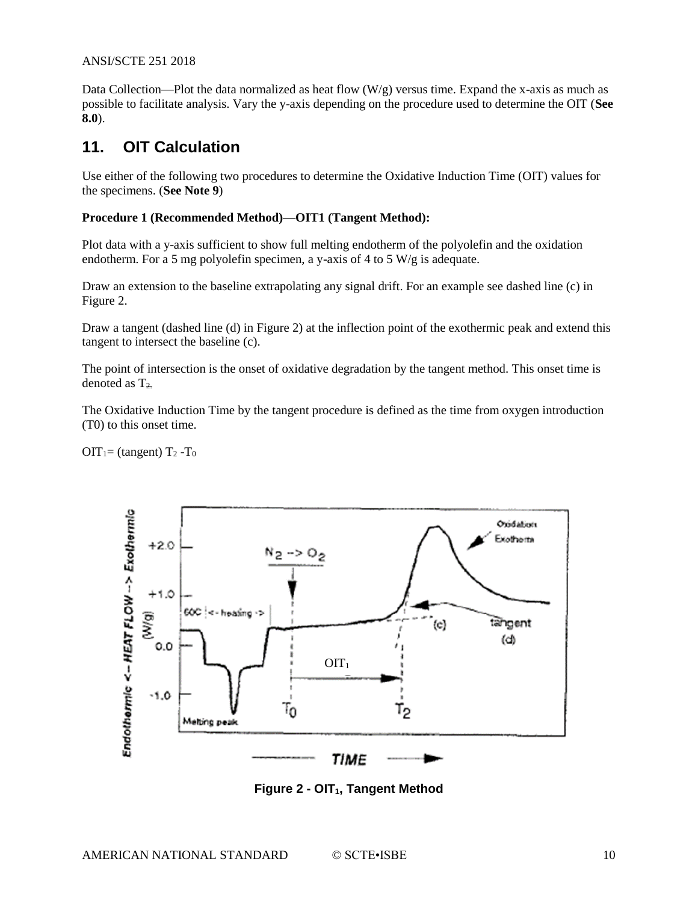Data Collection—Plot the data normalized as heat flow (W/g) versus time. Expand the x-axis as much as possible to facilitate analysis. Vary the y-axis depending on the procedure used to determine the OIT (**See 8.0**).

## 11. OIT Calculation

Use either of the following two procedures to determine the Oxidative Induction Time (OIT) values for the specimens. (**See Note 9**)

**Procedure 1 (Recommended Method)—OIT1 (Tangent Method):**

Plot data with a y-axis sufficient to show full melting endotherm of the polyolefin and the oxidation endotherm. For a 5 mg polyolefin specimen, a y-axis of 4 to 5 W/g is adequate.

Draw an extension to the baseline extrapolating any signal drift. For an example see dashed line (c) in Figure 2.

Draw a tangent (dashed line (d) in Figure 2) at the inflection point of the exothermic peak and extend this tangent to intersect the baseline (c).

The point of intersection is the onset of oxidative degradation by the tangent method. This onset time is denoted as $T_2$.

The Oxidative Induction Time by the tangent procedure is defined as the time from oxygen introduction (T0) to this onset time.

$OIT_1$= (tangent) $T_2$ -$T_0$

**Figure 2 - $OIT_1$, Tangent Method**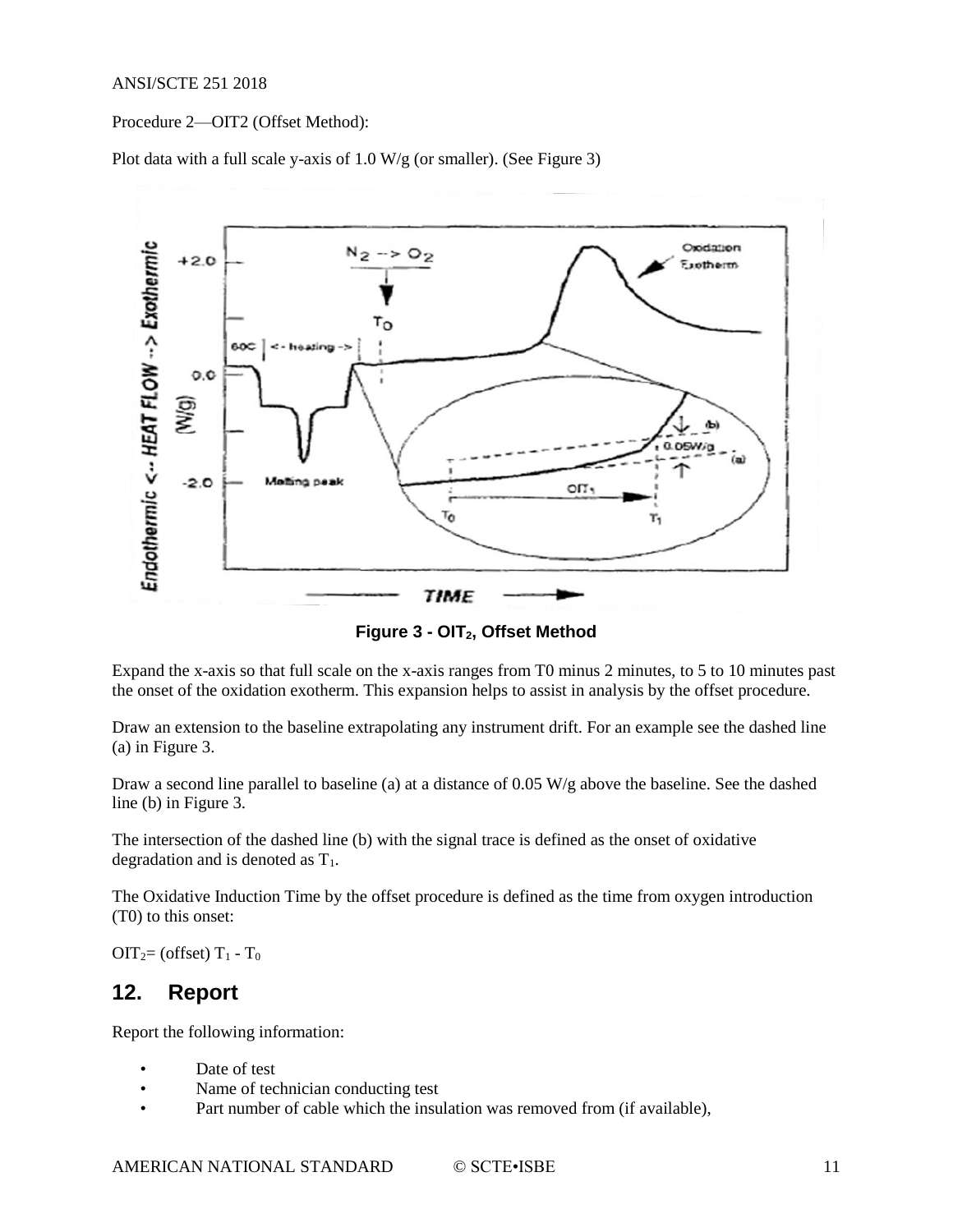Procedure 2—OIT2 (Offset Method):

Plot data with a full scale y-axis of 1.0 W/g (or smaller). (See Figure 3)

**Figure 3 - $OIT_2$, Offset Method**

Expand the x-axis so that full scale on the x-axis ranges from T0 minus 2 minutes, to 5 to 10 minutes past the onset of the oxidation exotherm. This expansion helps to assist in analysis by the offset procedure.

Draw an extension to the baseline extrapolating any instrument drift. For an example see the dashed line (a) in Figure 3.

Draw a second line parallel to baseline (a) at a distance of 0.05 W/g above the baseline. See the dashed line (b) in Figure 3.

The intersection of the dashed line (b) with the signal trace is defined as the onset of oxidative degradation and is denoted as $T_1$.

The Oxidative Induction Time by the offset procedure is defined as the time from oxygen introduction (T0) to this onset:

$OIT_2$= (offset) $T_1$ - $T_0$

## 12. Report

Report the following information:

- Date of test
- Name of technician conducting test
- Part number of cable which the insulation was removed from (if available),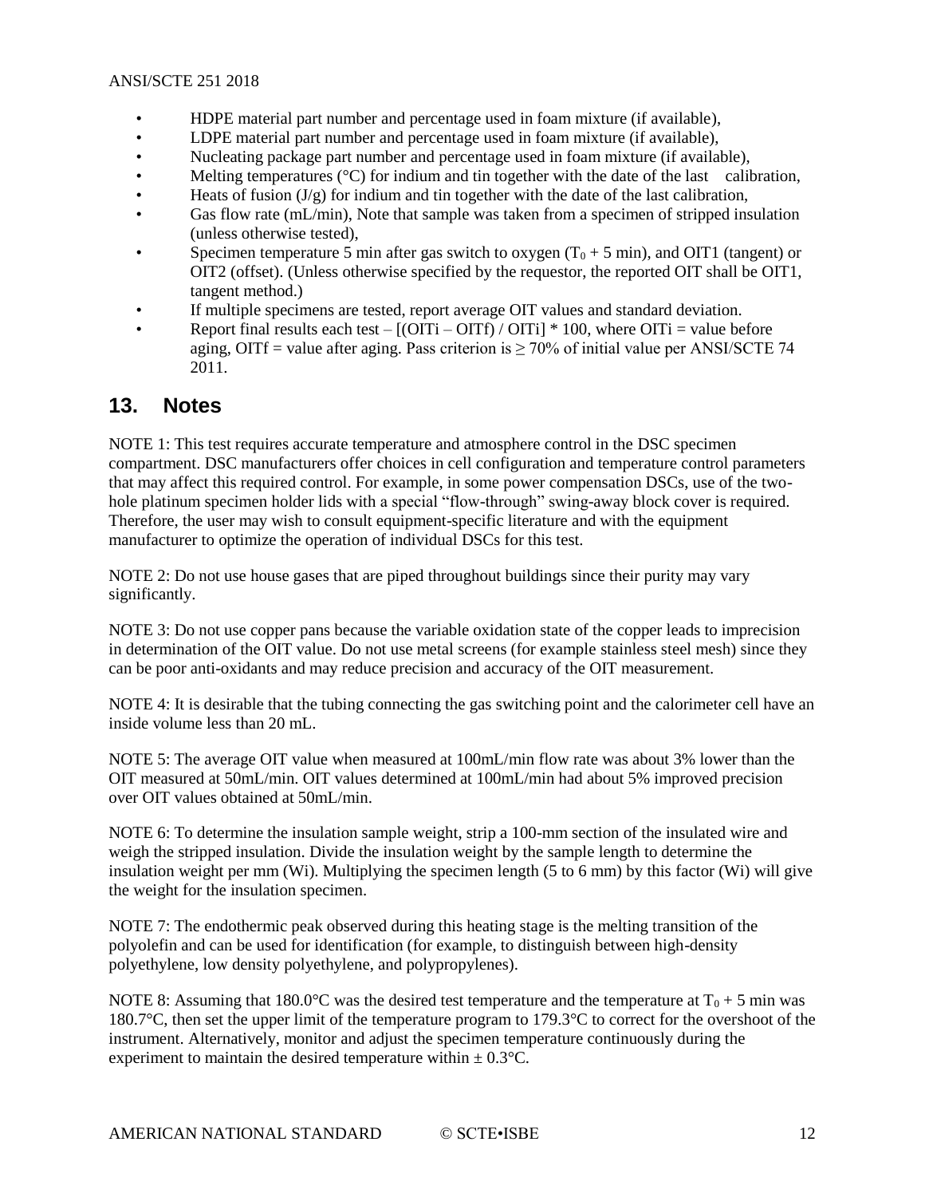- HDPE material part number and percentage used in foam mixture (if available),
- LDPE material part number and percentage used in foam mixture (if available),
- Nucleating package part number and percentage used in foam mixture (if available),
- Melting temperatures (°C) for indium and tin together with the date of the last calibration,
- Heats of fusion (J/g) for indium and tin together with the date of the last calibration,
- Gas flow rate (mL/min), Note that sample was taken from a specimen of stripped insulation (unless otherwise tested),
- Specimen temperature 5 min after gas switch to oxygen ($T_0$ + 5 min), and OIT1 (tangent) or OIT2 (offset). (Unless otherwise specified by the requestor, the reported OIT shall be OIT1, tangent method.)
- If multiple specimens are tested, report average OIT values and standard deviation.
- Report final results each test – [(OITi – OITf) / OITi] * 100, where OITi = value before aging, OITf = value after aging. Pass criterion is ≥ 70% of initial value per ANSI/SCTE 74 2011.

## 13. Notes

NOTE 1: This test requires accurate temperature and atmosphere control in the DSC specimen compartment. DSC manufacturers offer choices in cell configuration and temperature control parameters that may affect this required control. For example, in some power compensation DSCs, use of the two-hole platinum specimen holder lids with a special "flow-through" swing-away block cover is required. Therefore, the user may wish to consult equipment-specific literature and with the equipment manufacturer to optimize the operation of individual DSCs for this test.

NOTE 2: Do not use house gases that are piped throughout buildings since their purity may vary significantly.

NOTE 3: Do not use copper pans because the variable oxidation state of the copper leads to imprecision in determination of the OIT value. Do not use metal screens (for example stainless steel mesh) since they can be poor anti-oxidants and may reduce precision and accuracy of the OIT measurement.

NOTE 4: It is desirable that the tubing connecting the gas switching point and the calorimeter cell have an inside volume less than 20 mL.

NOTE 5: The average OIT value when measured at 100mL/min flow rate was about 3% lower than the OIT measured at 50mL/min. OIT values determined at 100mL/min had about 5% improved precision over OIT values obtained at 50mL/min.

NOTE 6: To determine the insulation sample weight, strip a 100-mm section of the insulated wire and weigh the stripped insulation. Divide the insulation weight by the sample length to determine the insulation weight per mm (Wi). Multiplying the specimen length (5 to 6 mm) by this factor (Wi) will give the weight for the insulation specimen.

NOTE 7: The endothermic peak observed during this heating stage is the melting transition of the polyolefin and can be used for identification (for example, to distinguish between high-density polyethylene, low density polyethylene, and polypropylenes).

NOTE 8: Assuming that 180.0°C was the desired test temperature and the temperature at $T_0$ + 5 min was 180.7°C, then set the upper limit of the temperature program to 179.3°C to correct for the overshoot of the instrument. Alternatively, monitor and adjust the specimen temperature continuously during the experiment to maintain the desired temperature within ± 0.3°C.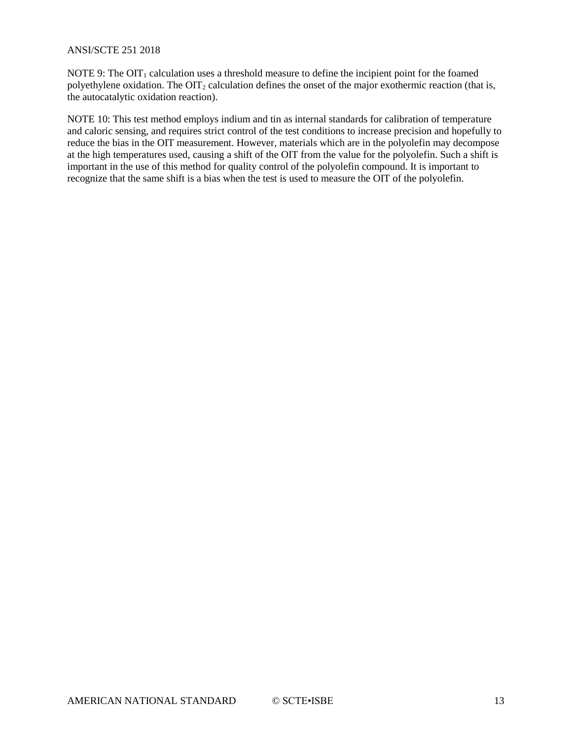NOTE 9: The $OIT_1$ calculation uses a threshold measure to define the incipient point for the foamed polyethylene oxidation. The $OIT_2$ calculation defines the onset of the major exothermic reaction (that is, the autocatalytic oxidation reaction).

NOTE 10: This test method employs indium and tin as internal standards for calibration of temperature and caloric sensing, and requires strict control of the test conditions to increase precision and hopefully to reduce the bias in the OIT measurement. However, materials which are in the polyolefin may decompose at the high temperatures used, causing a shift of the OIT from the value for the polyolefin. Such a shift is important in the use of this method for quality control of the polyolefin compound. It is important to recognize that the same shift is a bias when the test is used to measure the OIT of the polyolefin.